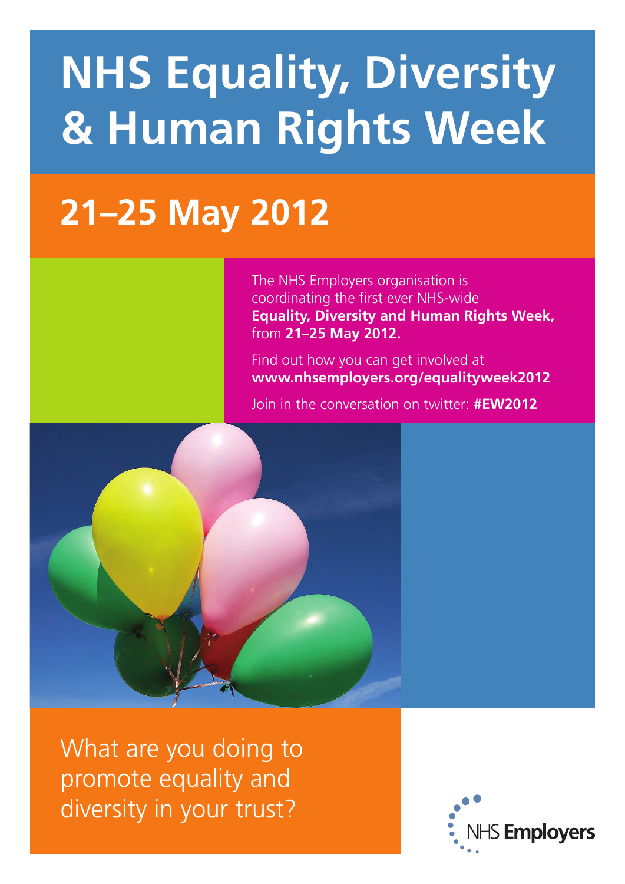# NHS Equality, Diversity & Human Rights Week

## 21–25 May 2012

The NHS Employers organisation is coordinating the first ever NHS-wide **Equality, Diversity and Human Rights Week,** from **21–25 May 2012.**

Find out how you can get involved at **www.nhsemployers.org/equalityweek2012**

Join in the conversation on twitter: **#EW2012**

What are you doing to promote equality and diversity in your trust?

NHS **Employers**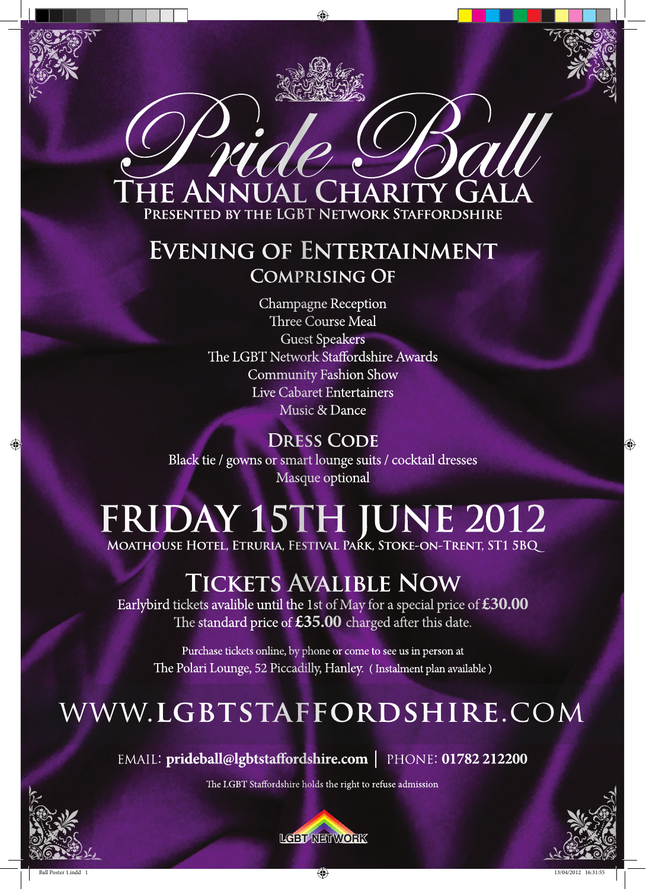# Pride Ball

## The Annual Charity Gala

**Presented by the LGBT Network Staffordshire**

## Evening of Entertainment

### Comprising Of

Champagne Reception
Three Course Meal
Guest Speakers
The LGBT Network Staffordshire Awards
Community Fashion Show
Live Cabaret Entertainers
Music & Dance

### Dress Code

Black tie / gowns or smart lounge suits / cocktail dresses
Masque optional

## FRIDAY 15TH JUNE 2012

**Moathouse Hotel, Etruria, Festival Park, Stoke-on-Trent, ST1 5BQ**

## Tickets Avalible Now

Earlybird tickets avalible until the 1st of May for a special price of **£30.00**
The standard price of **£35.00** charged after this date.

Purchase tickets online, by phone or come to see us in person at
The Polari Lounge, 52 Piccadilly, Hanley. ( Instalment plan available )

## WWW.LGBTSTAFFORDSHIRE.COM

EMAIL: **prideball@lgbtstaffordshire.com** | PHONE: **01782 212200**

The LGBT Staffordshire holds the right to refuse admission

LGBT NETWORK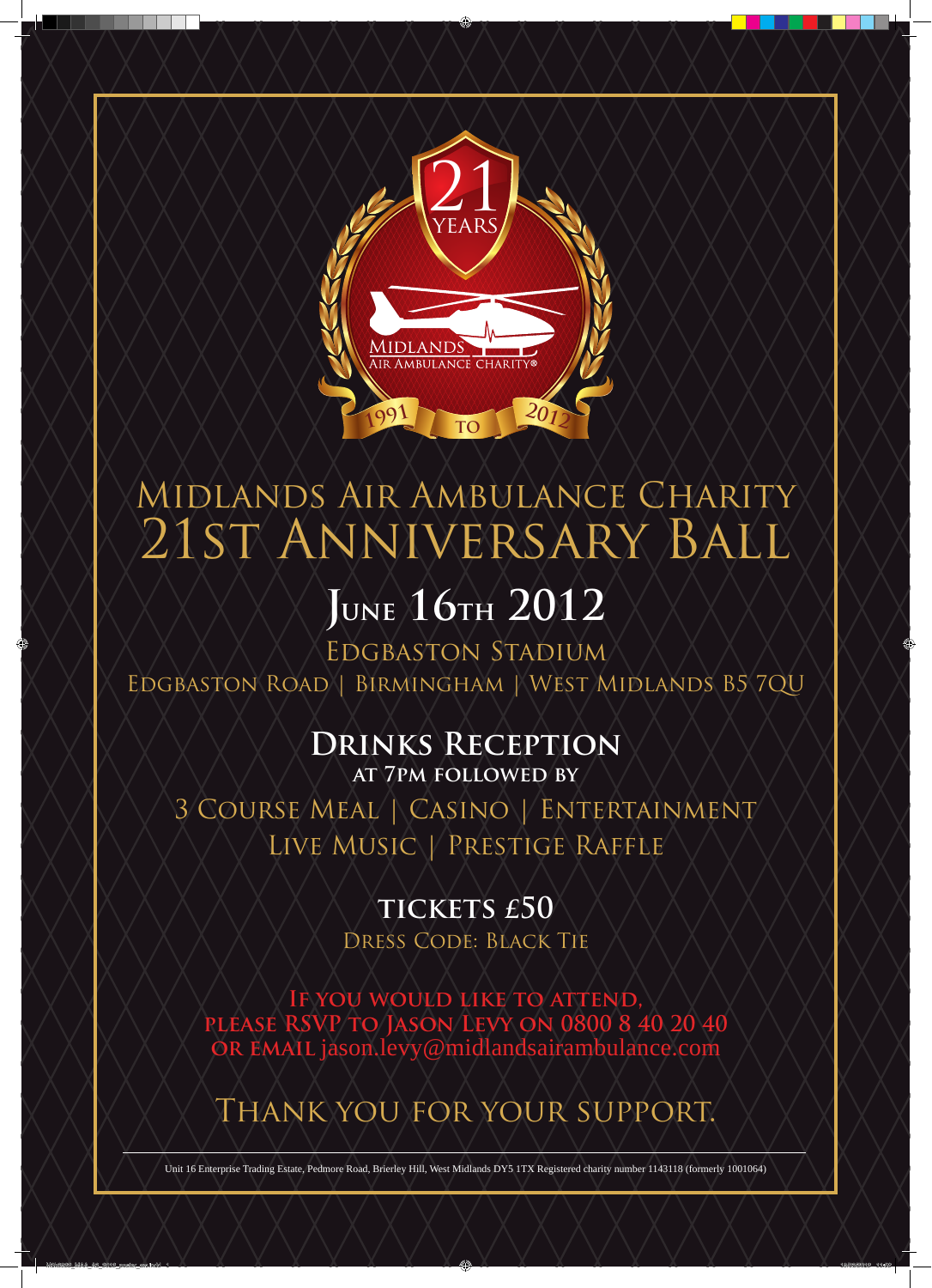21 YEARS

MIDLANDS AIR AMBULANCE CHARITY®

1991 TO 2012

# Midlands Air Ambulance Charity
# 21st Anniversary Ball

## June 16th 2012

Edgbaston Stadium

Edgbaston Road | Birmingham | West Midlands B5 7QU

## Drinks Reception

**at 7pm followed by**

3 Course Meal | Casino | Entertainment

Live Music | Prestige Raffle

**Tickets £50**

Dress Code: Black Tie

**If you would like to attend, please RSVP to Jason Levy on 0800 8 40 20 40 or email jason.levy@midlandsairambulance.com**

Thank you for your support.

Unit 16 Enterprise Trading Estate, Pedmore Road, Brierley Hill, West Midlands DY5 1TX Registered charity number 1143118 (formerly 1001064)